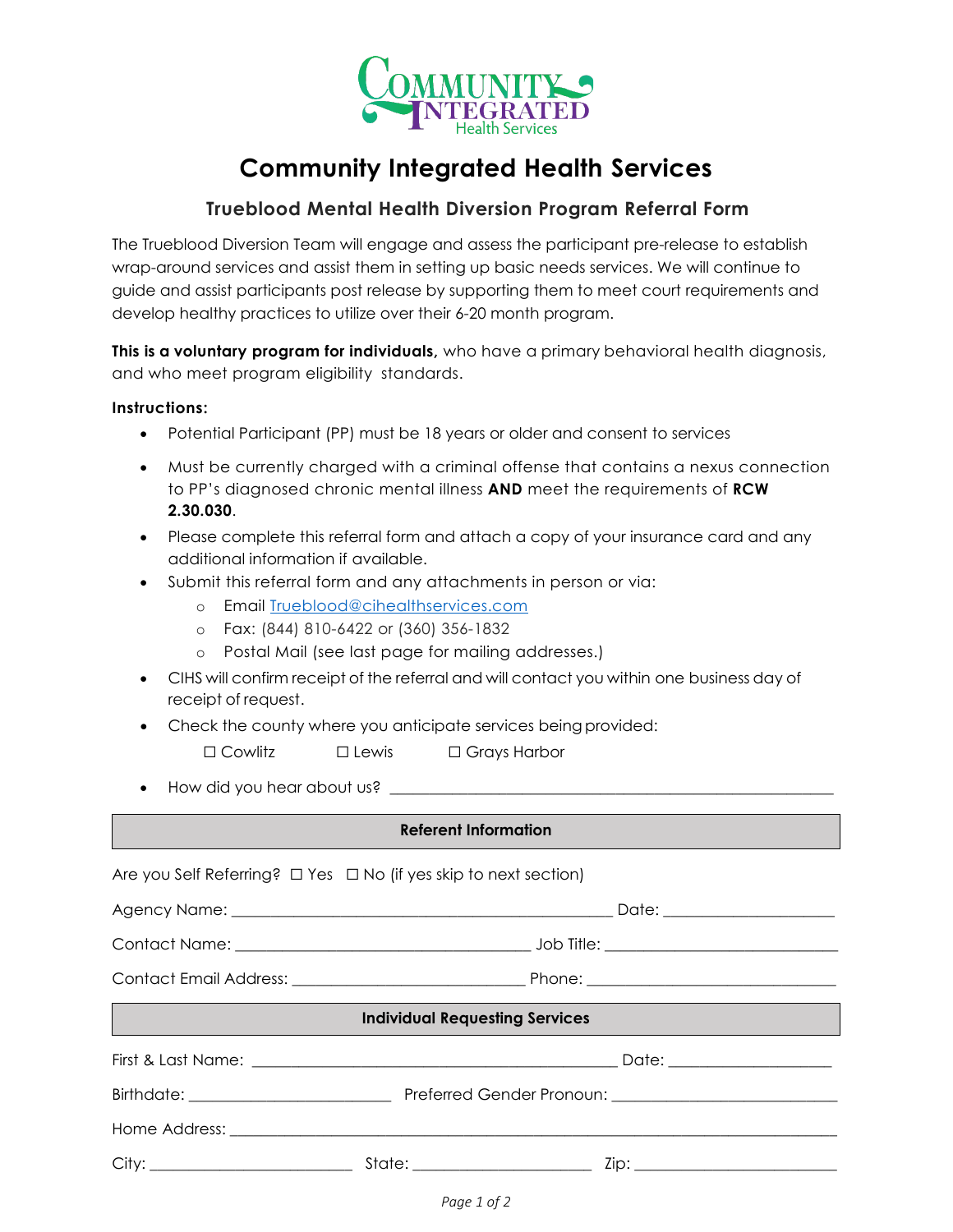# Community Integrated Health Services

## Trueblood Mental Health Diversion Program Referral Form

The Trueblood Diversion Team will engage and assess the participant pre-release to establish wrap-around services and assist them in setting up basic needs services. We will continue to guide and assist participants post release by supporting them to meet court requirements and develop healthy practices to utilize over their 6-20 month program.

**This is a voluntary program for individuals,** who have a primary behavioral health diagnosis, and who meet program eligibility standards.

**Instructions:**

- Potential Participant (PP) must be 18 years or older and consent to services
- Must be currently charged with a criminal offense that contains a nexus connection to PP's diagnosed chronic mental illness **AND** meet the requirements of **RCW 2.30.030**.
- Please complete this referral form and attach a copy of your insurance card and any additional information if available.
- Submit this referral form and any attachments in person or via:
  - Email Trueblood@cihealthservices.com
  - Fax: (844) 810-6422 or (360) 356-1832
  - Postal Mail (see last page for mailing addresses.)
- CIHS will confirm receipt of the referral and will contact you within one business day of receipt of request.
- Check the county where you anticipate services being provided:

  ☐ Cowlitz ☐ Lewis ☐ Grays Harbor

- How did you hear about us? ______________________________________________

| Referent Information |
|---|

Are you Self Referring? ☐ Yes ☐ No (if yes skip to next section)

Agency Name: ____________________________________________ Date: ____________________

Contact Name: ___________________________________ Job Title: ___________________________

Contact Email Address: ___________________________ Phone: ______________________________

| Individual Requesting Services |
|---|

First & Last Name: ____________________________________________ Date: ___________________

Birthdate: _______________________ Preferred Gender Pronoun: ___________________________

Home Address: _________________________________________________________________________

City: _______________________ State: ____________________ Zip: _______________________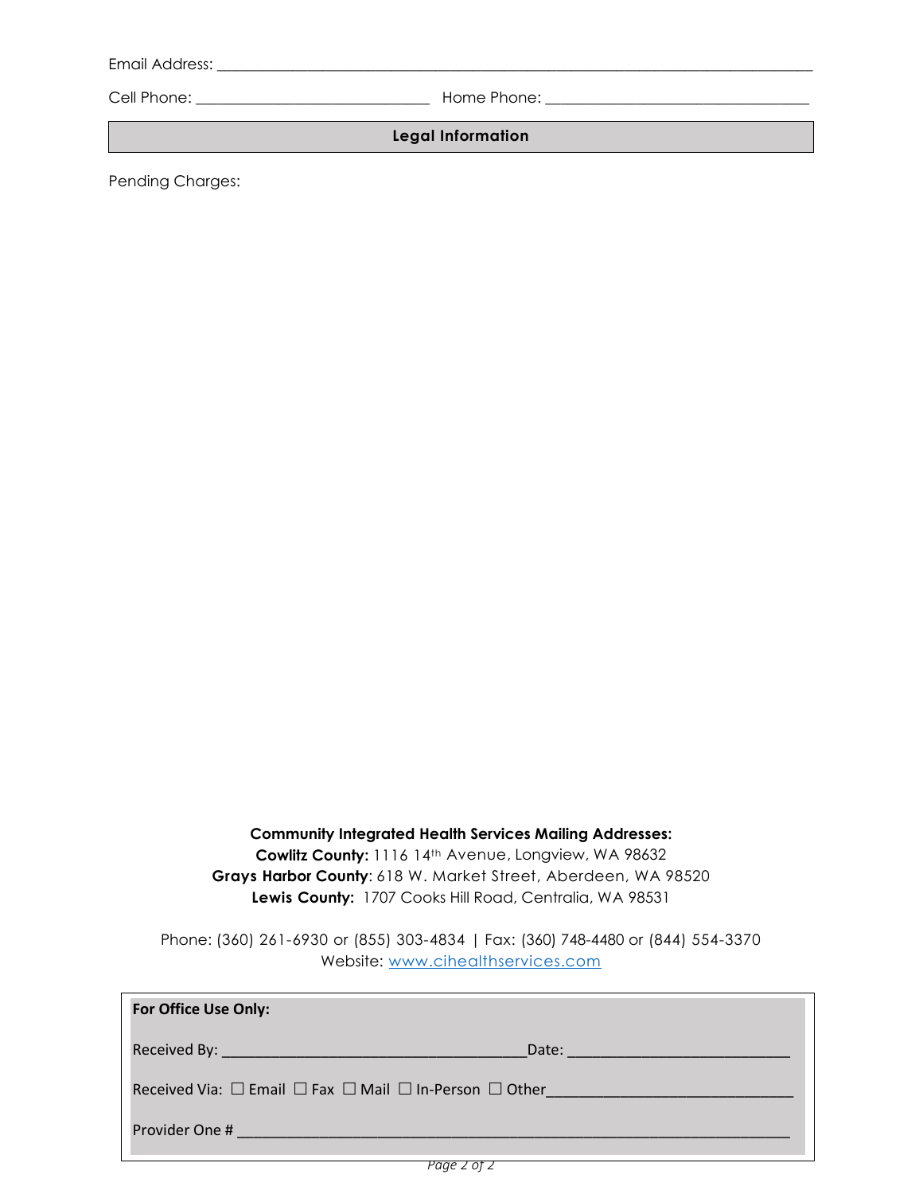Email Address: ______________________________________________________________________________

Cell Phone: ______________________________ Home Phone: __________________________________

## Legal Information

Pending Charges:

**Community Integrated Health Services Mailing Addresses:**
**Cowlitz County:** 1116 14th Avenue, Longview, WA 98632
**Grays Harbor County**: 618 W. Market Street, Aberdeen, WA 98520
**Lewis County:** 1707 Cooks Hill Road, Centralia, WA 98531

Phone: (360) 261-6930 or (855) 303-4834 | Fax: (360) 748-4480 or (844) 554-3370
Website: www.cihealthservices.com

**For Office Use Only:**

Received By: ______________________________________ Date: ___________________________

Received Via: ☐ Email ☐ Fax ☐ Mail ☐ In-Person ☐ Other______________________________

Provider One # ______________________________________________________________________